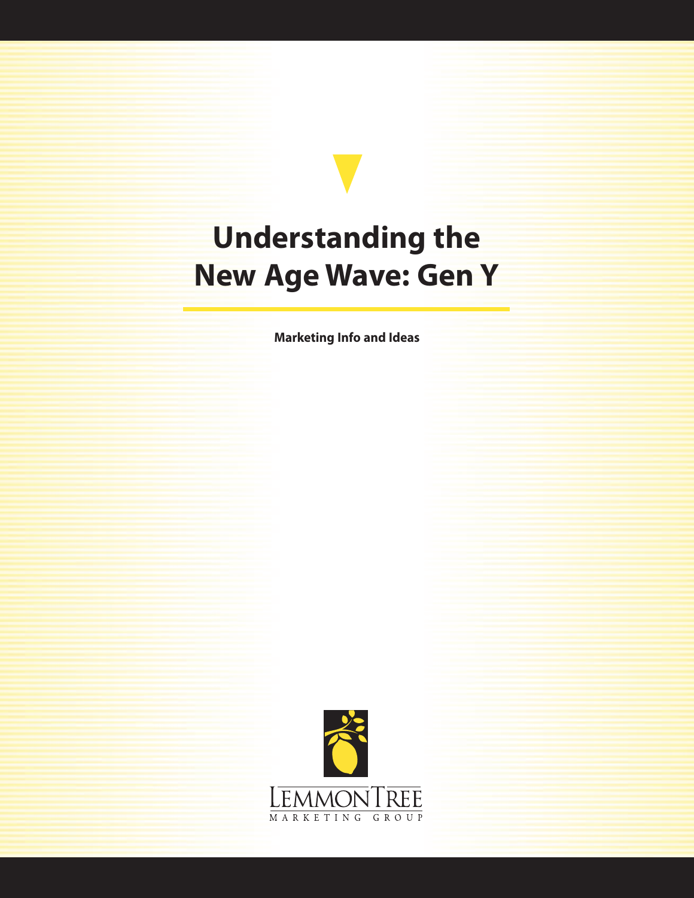# Understanding the New Age Wave: Gen Y

**Marketing Info and Ideas**

LEMMONTREE
MARKETING GROUP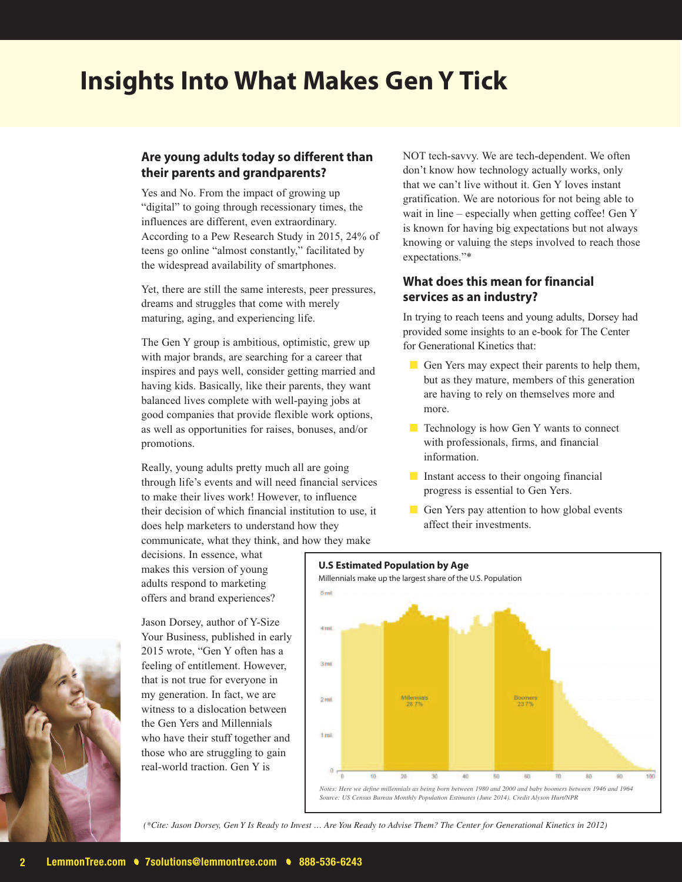# Insights Into What Makes Gen Y Tick

## Are young adults today so different than their parents and grandparents?

Yes and No. From the impact of growing up "digital" to going through recessionary times, the influences are different, even extraordinary. According to a Pew Research Study in 2015, 24% of teens go online "almost constantly," facilitated by the widespread availability of smartphones.

Yet, there are still the same interests, peer pressures, dreams and struggles that come with merely maturing, aging, and experiencing life.

The Gen Y group is ambitious, optimistic, grew up with major brands, are searching for a career that inspires and pays well, consider getting married and having kids. Basically, like their parents, they want balanced lives complete with well-paying jobs at good companies that provide flexible work options, as well as opportunities for raises, bonuses, and/or promotions.

Really, young adults pretty much all are going through life's events and will need financial services to make their lives work! However, to influence their decision of which financial institution to use, it does help marketers to understand how they communicate, what they think, and how they make decisions. In essence, what makes this version of young adults respond to marketing offers and brand experiences?

Jason Dorsey, author of Y-Size Your Business, published in early 2015 wrote, "Gen Y often has a feeling of entitlement. However, that is not true for everyone in my generation. In fact, we are witness to a dislocation between the Gen Yers and Millennials who have their stuff together and those who are struggling to gain real-world traction. Gen Y is NOT tech-savvy. We are tech-dependent. We often don't know how technology actually works, only that we can't live without it. Gen Y loves instant gratification. We are notorious for not being able to wait in line – especially when getting coffee! Gen Y is known for having big expectations but not always knowing or valuing the steps involved to reach those expectations."*

## What does this mean for financial services as an industry?

In trying to reach teens and young adults, Dorsey had provided some insights to an e-book for The Center for Generational Kinetics that:

- Gen Yers may expect their parents to help them, but as they mature, members of this generation are having to rely on themselves more and more.
- Technology is how Gen Y wants to connect with professionals, firms, and financial information.
- Instant access to their ongoing financial progress is essential to Gen Yers.
- Gen Yers pay attention to how global events affect their investments.

**U.S Estimated Population by Age**

Millennials make up the largest share of the U.S. Population

*Notes: Here we define millennials as being born between 1980 and 2000 and baby boomers between 1946 and 1964*
*Source: US Census Bureau Monthly Population Estimates (June 2014). Credit Alyson Hurt/NPR*

*(\*Cite: Jason Dorsey, Gen Y Is Ready to Invest … Are You Ready to Advise Them? The Center for Generational Kinetics in 2012)*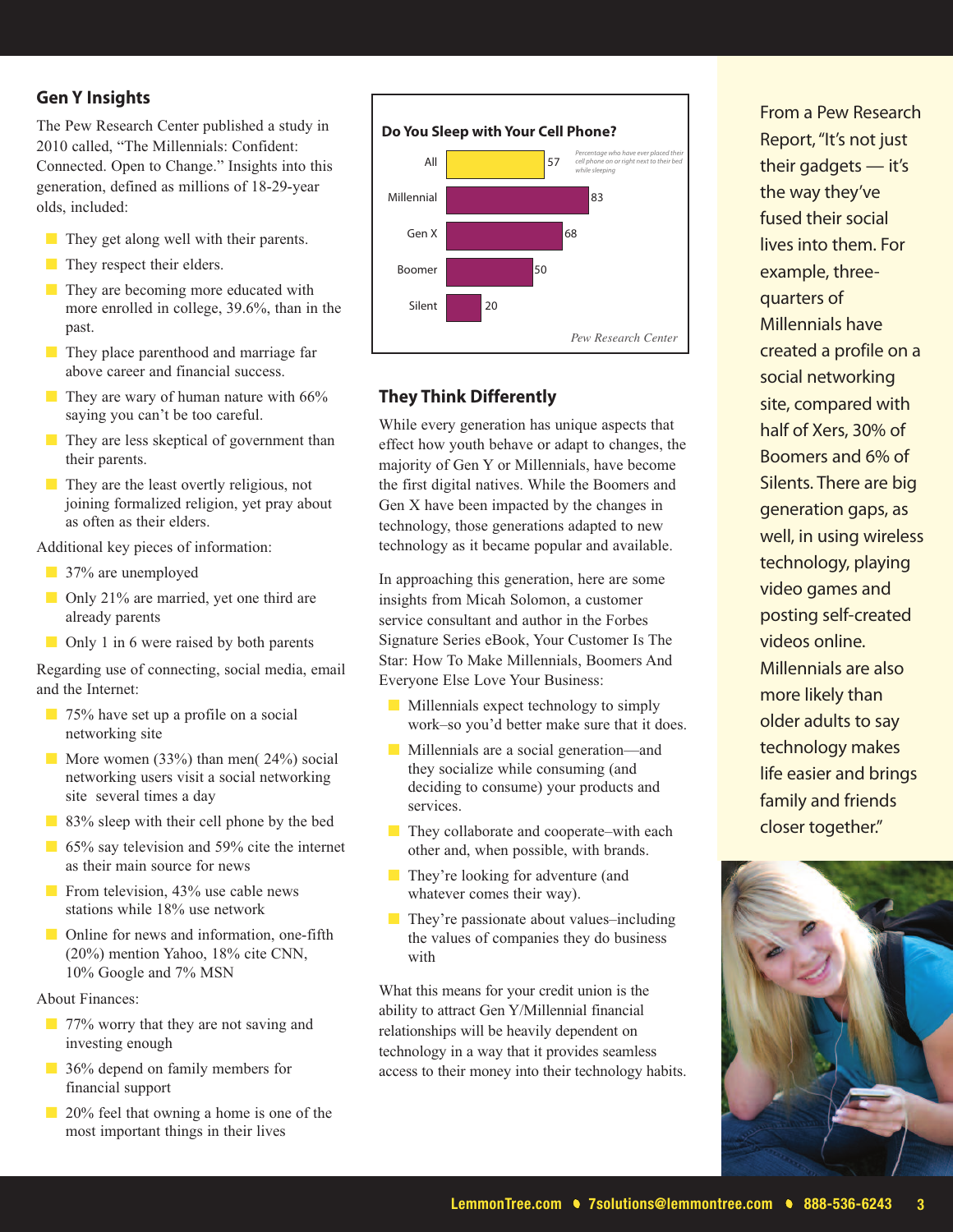## Gen Y Insights

The Pew Research Center published a study in 2010 called, "The Millennials: Confident: Connected. Open to Change." Insights into this generation, defined as millions of 18-29-year olds, included:

- They get along well with their parents.
- They respect their elders.
- They are becoming more educated with more enrolled in college, 39.6%, than in the past.
- They place parenthood and marriage far above career and financial success.
- They are wary of human nature with 66% saying you can't be too careful.
- They are less skeptical of government than their parents.
- They are the least overtly religious, not joining formalized religion, yet pray about as often as their elders.

Additional key pieces of information:

- 37% are unemployed
- Only 21% are married, yet one third are already parents
- Only 1 in 6 were raised by both parents

Regarding use of connecting, social media, email and the Internet:

- 75% have set up a profile on a social networking site
- More women (33%) than men( 24%) social networking users visit a social networking site several times a day
- 83% sleep with their cell phone by the bed
- 65% say television and 59% cite the internet as their main source for news
- From television, 43% use cable news stations while 18% use network
- Online for news and information, one-fifth (20%) mention Yahoo, 18% cite CNN, 10% Google and 7% MSN

About Finances:

- 77% worry that they are not saving and investing enough
- 36% depend on family members for financial support
- 20% feel that owning a home is one of the most important things in their lives

**Do You Sleep with Your Cell Phone?**

*Percentage who have ever placed their cell phone on or right next to their bed while sleeping*

| Group | % |
|---|---|
| All | 57 |
| Millennial | 83 |
| Gen X | 68 |
| Boomer | 50 |
| Silent | 20 |

*Pew Research Center*

## They Think Differently

While every generation has unique aspects that effect how youth behave or adapt to changes, the majority of Gen Y or Millennials, have become the first digital natives. While the Boomers and Gen X have been impacted by the changes in technology, those generations adapted to new technology as it became popular and available.

In approaching this generation, here are some insights from Micah Solomon, a customer service consultant and author in the Forbes Signature Series eBook, Your Customer Is The Star: How To Make Millennials, Boomers And Everyone Else Love Your Business:

- Millennials expect technology to simply work–so you'd better make sure that it does.
- Millennials are a social generation—and they socialize while consuming (and deciding to consume) your products and services.
- They collaborate and cooperate–with each other and, when possible, with brands.
- They're looking for adventure (and whatever comes their way).
- They're passionate about values–including the values of companies they do business with

What this means for your credit union is the ability to attract Gen Y/Millennial financial relationships will be heavily dependent on technology in a way that it provides seamless access to their money into their technology habits.

From a Pew Research Report, "It's not just their gadgets — it's the way they've fused their social lives into them. For example, three-quarters of Millennials have created a profile on a social networking site, compared with half of Xers, 30% of Boomers and 6% of Silents. There are big generation gaps, as well, in using wireless technology, playing video games and posting self-created videos online. Millennials are also more likely than older adults to say technology makes life easier and brings family and friends closer together."

LemmonTree.com • 7solutions@lemmontree.com • 888-536-6243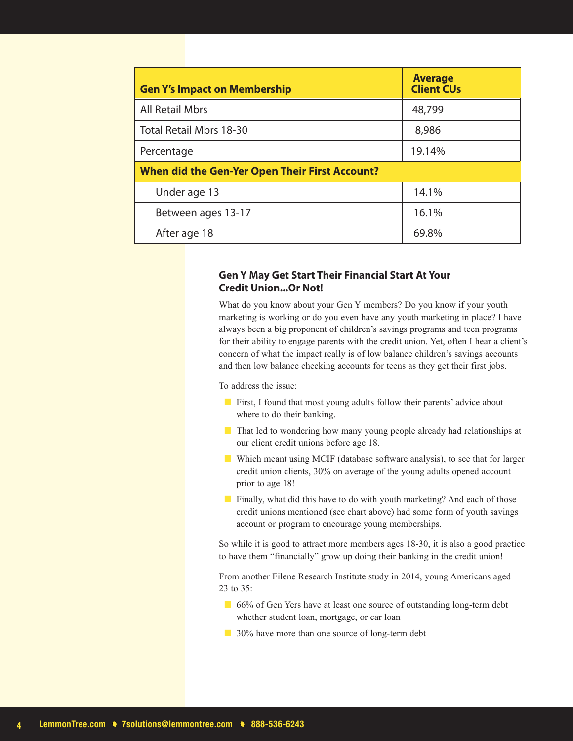| Gen Y's Impact on Membership | Average Client CUs |
|---|---|
| All Retail Mbrs | 48,799 |
| Total Retail Mbrs 18-30 | 8,986 |
| Percentage | 19.14% |
| **When did the Gen-Yer Open Their First Account?** | |
| Under age 13 | 14.1% |
| Between ages 13-17 | 16.1% |
| After age 18 | 69.8% |

### Gen Y May Get Start Their Financial Start At Your Credit Union...Or Not!

What do you know about your Gen Y members? Do you know if your youth marketing is working or do you even have any youth marketing in place? I have always been a big proponent of children's savings programs and teen programs for their ability to engage parents with the credit union. Yet, often I hear a client's concern of what the impact really is of low balance children's savings accounts and then low balance checking accounts for teens as they get their first jobs.

To address the issue:

- First, I found that most young adults follow their parents' advice about where to do their banking.
- That led to wondering how many young people already had relationships at our client credit unions before age 18.
- Which meant using MCIF (database software analysis), to see that for larger credit union clients, 30% on average of the young adults opened account prior to age 18!
- Finally, what did this have to do with youth marketing? And each of those credit unions mentioned (see chart above) had some form of youth savings account or program to encourage young memberships.

So while it is good to attract more members ages 18-30, it is also a good practice to have them "financially" grow up doing their banking in the credit union!

From another Filene Research Institute study in 2014, young Americans aged 23 to 35:

- 66% of Gen Yers have at least one source of outstanding long-term debt whether student loan, mortgage, or car loan
- 30% have more than one source of long-term debt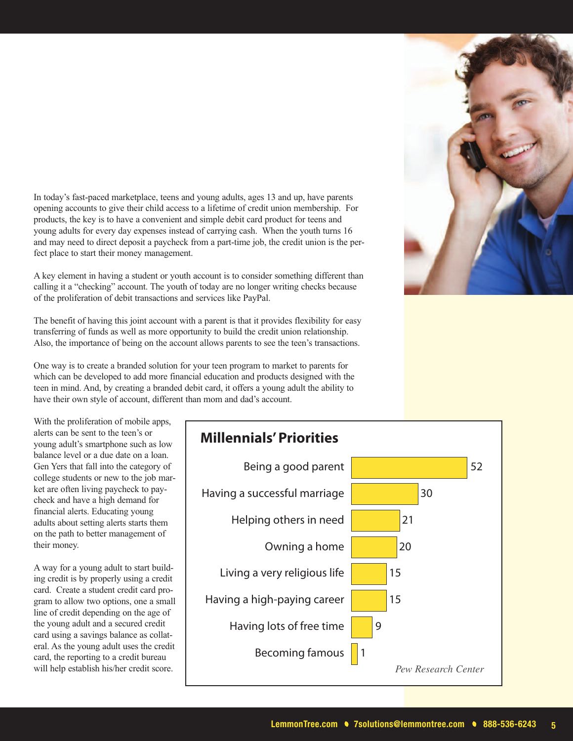In today's fast-paced marketplace, teens and young adults, ages 13 and up, have parents opening accounts to give their child access to a lifetime of credit union membership. For products, the key is to have a convenient and simple debit card product for teens and young adults for every day expenses instead of carrying cash. When the youth turns 16 and may need to direct deposit a paycheck from a part-time job, the credit union is the perfect place to start their money management.

A key element in having a student or youth account is to consider something different than calling it a "checking" account. The youth of today are no longer writing checks because of the proliferation of debit transactions and services like PayPal.

The benefit of having this joint account with a parent is that it provides flexibility for easy transferring of funds as well as more opportunity to build the credit union relationship. Also, the importance of being on the account allows parents to see the teen's transactions.

One way is to create a branded solution for your teen program to market to parents for which can be developed to add more financial education and products designed with the teen in mind. And, by creating a branded debit card, it offers a young adult the ability to have their own style of account, different than mom and dad's account.

With the proliferation of mobile apps, alerts can be sent to the teen's or young adult's smartphone such as low balance level or a due date on a loan. Gen Yers that fall into the category of college students or new to the job market are often living paycheck to paycheck and have a high demand for financial alerts. Educating young adults about setting alerts starts them on the path to better management of their money.

A way for a young adult to start building credit is by properly using a credit card. Create a student credit card program to allow two options, one a small line of credit depending on the age of the young adult and a secured credit card using a savings balance as collateral. As the young adult uses the credit card, the reporting to a credit bureau will help establish his/her credit score.

## Millennials' Priorities

| Priority | % |
|---|---|
| Being a good parent | 52 |
| Having a successful marriage | 30 |
| Helping others in need | 21 |
| Owning a home | 20 |
| Living a very religious life | 15 |
| Having a high-paying career | 15 |
| Having lots of free time | 9 |
| Becoming famous | 1 |

*Pew Research Center*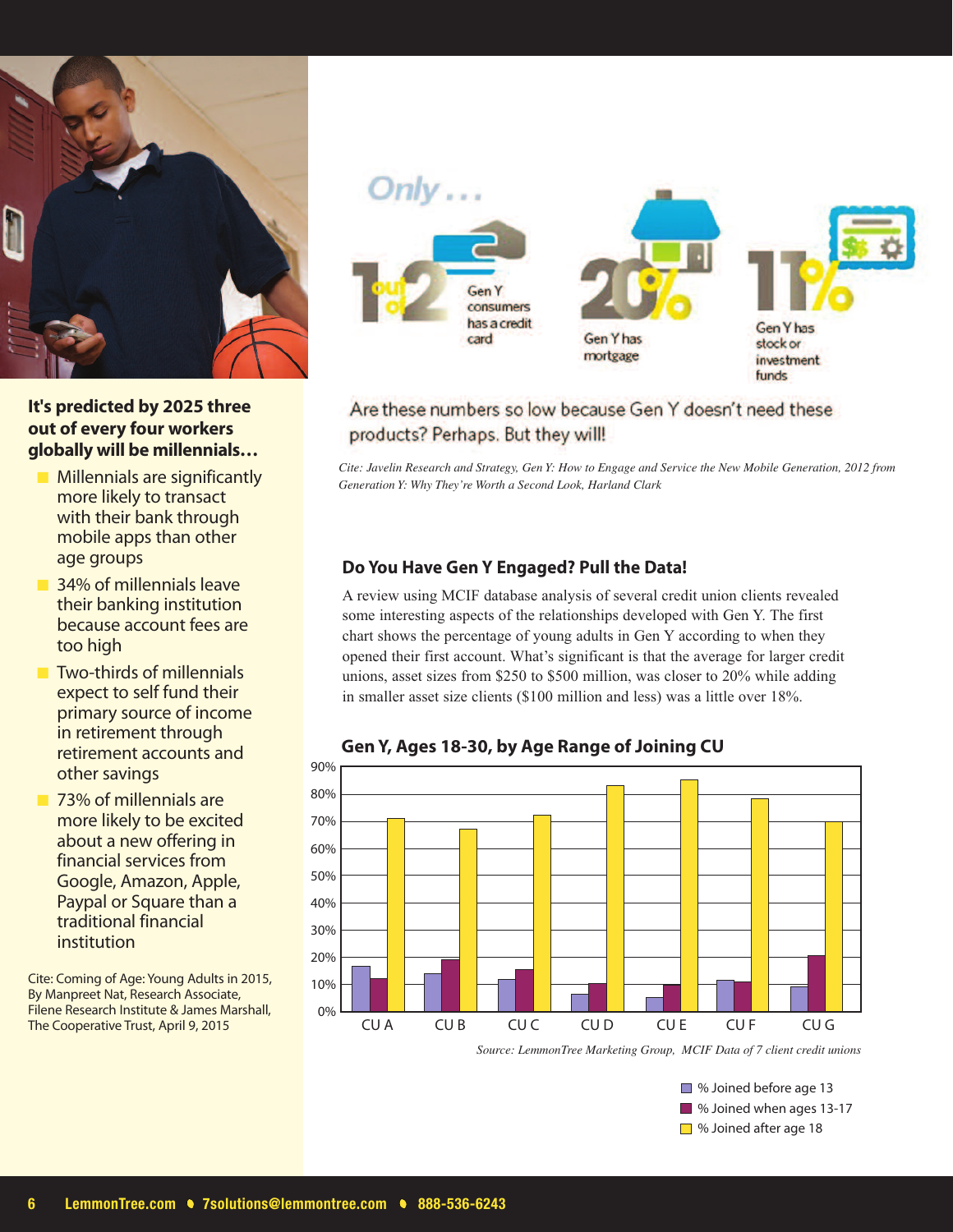**It's predicted by 2025 three out of every four workers globally will be millennials…**

- Millennials are significantly more likely to transact with their bank through mobile apps than other age groups
- 34% of millennials leave their banking institution because account fees are too high
- Two-thirds of millennials expect to self fund their primary source of income in retirement through retirement accounts and other savings
- 73% of millennials are more likely to be excited about a new offering in financial services from Google, Amazon, Apple, Paypal or Square than a traditional financial institution

Cite: Coming of Age: Young Adults in 2015, By Manpreet Nat, Research Associate, Filene Research Institute & James Marshall, The Cooperative Trust, April 9, 2015

Only . . .

1 out of 2 Gen Y consumers has a credit card

20% Gen Y has mortgage

11% Gen Y has stock or investment funds

Are these numbers so low because Gen Y doesn't need these products? Perhaps. But they will!

*Cite: Javelin Research and Strategy, Gen Y: How to Engage and Service the New Mobile Generation, 2012 from Generation Y: Why They're Worth a Second Look, Harland Clark*

### Do You Have Gen Y Engaged? Pull the Data!

A review using MCIF database analysis of several credit union clients revealed some interesting aspects of the relationships developed with Gen Y. The first chart shows the percentage of young adults in Gen Y according to when they opened their first account. What's significant is that the average for larger credit unions, asset sizes from $250 to $500 million, was closer to 20% while adding in smaller asset size clients ($100 million and less) was a little over 18%.

**Gen Y, Ages 18-30, by Age Range of Joining CU**

| | % Joined before age 13 | % Joined when ages 13-17 | % Joined after age 18 |
|---|---|---|---|
| CU A | ~17% | ~12% | ~71% |
| CU B | ~14% | ~19% | ~67% |
| CU C | ~12% | ~15% | ~72% |
| CU D | ~6% | ~10% | ~83% |
| CU E | ~5% | ~10% | ~85% |
| CU F | ~12% | ~11% | ~78% |
| CU G | ~9% | ~20% | ~70% |

*Source: LemmonTree Marketing Group, MCIF Data of 7 client credit unions*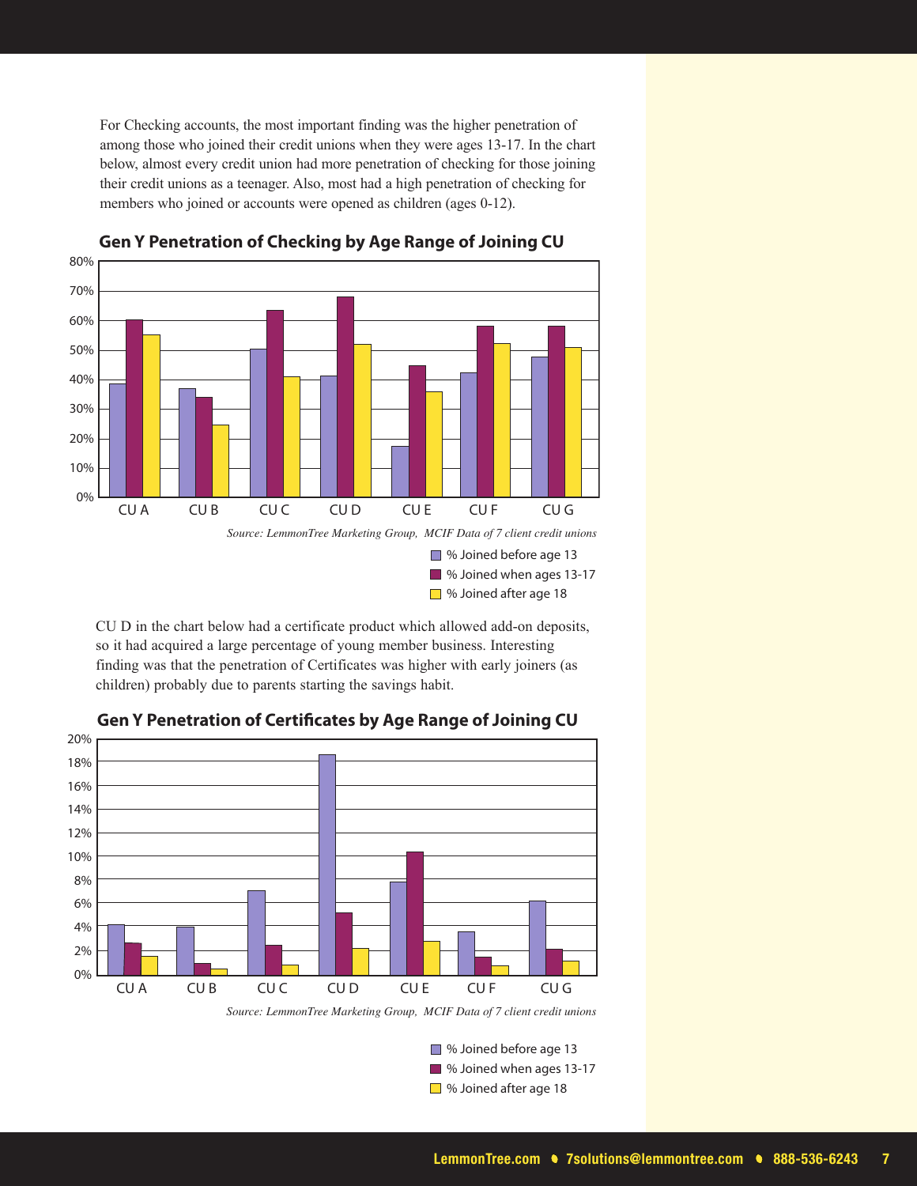For Checking accounts, the most important finding was the higher penetration of among those who joined their credit unions when they were ages 13-17. In the chart below, almost every credit union had more penetration of checking for those joining their credit unions as a teenager. Also, most had a high penetration of checking for members who joined or accounts were opened as children (ages 0-12).

### Gen Y Penetration of Checking by Age Range of Joining CU

*Source: LemmonTree Marketing Group, MCIF Data of 7 client credit unions*

- % Joined before age 13
- % Joined when ages 13-17
- % Joined after age 18

CU D in the chart below had a certificate product which allowed add-on deposits, so it had acquired a large percentage of young member business. Interesting finding was that the penetration of Certificates was higher with early joiners (as children) probably due to parents starting the savings habit.

### Gen Y Penetration of Certificates by Age Range of Joining CU

*Source: LemmonTree Marketing Group, MCIF Data of 7 client credit unions*

- % Joined before age 13
- % Joined when ages 13-17
- % Joined after age 18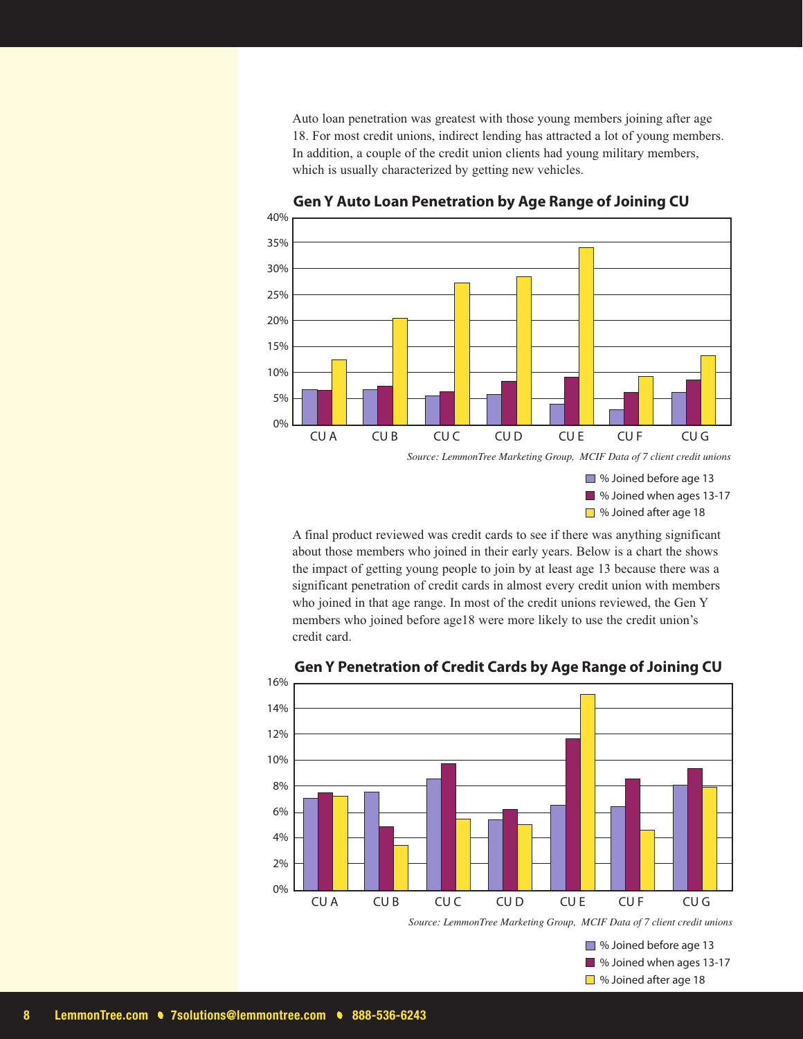Auto loan penetration was greatest with those young members joining after age 18. For most credit unions, indirect lending has attracted a lot of young members. In addition, a couple of the credit union clients had young military members, which is usually characterized by getting new vehicles.

**Gen Y Auto Loan Penetration by Age Range of Joining CU**

*Source: LemmonTree Marketing Group, MCIF Data of 7 client credit unions*

- % Joined before age 13
- % Joined when ages 13-17
- % Joined after age 18

A final product reviewed was credit cards to see if there was anything significant about those members who joined in their early years. Below is a chart the shows the impact of getting young people to join by at least age 13 because there was a significant penetration of credit cards in almost every credit union with members who joined in that age range. In most of the credit unions reviewed, the Gen Y members who joined before age18 were more likely to use the credit union's credit card.

**Gen Y Penetration of Credit Cards by Age Range of Joining CU**

*Source: LemmonTree Marketing Group, MCIF Data of 7 client credit unions*

- % Joined before age 13
- % Joined when ages 13-17
- % Joined after age 18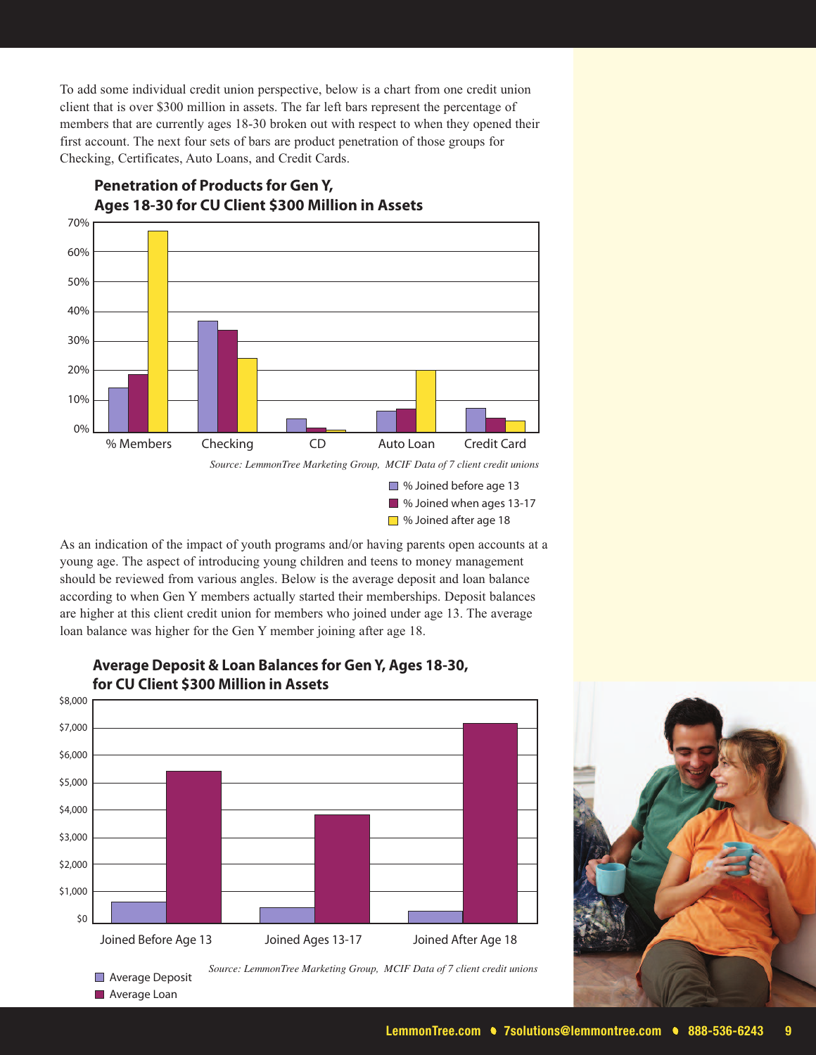To add some individual credit union perspective, below is a chart from one credit union client that is over $300 million in assets. The far left bars represent the percentage of members that are currently ages 18-30 broken out with respect to when they opened their first account. The next four sets of bars are product penetration of those groups for Checking, Certificates, Auto Loans, and Credit Cards.

**Penetration of Products for Gen Y, Ages 18-30 for CU Client $300 Million in Assets**

*Source: LemmonTree Marketing Group, MCIF Data of 7 client credit unions*

- % Joined before age 13
- % Joined when ages 13-17
- % Joined after age 18

As an indication of the impact of youth programs and/or having parents open accounts at a young age. The aspect of introducing young children and teens to money management should be reviewed from various angles. Below is the average deposit and loan balance according to when Gen Y members actually started their memberships. Deposit balances are higher at this client credit union for members who joined under age 13. The average loan balance was higher for the Gen Y member joining after age 18.

**Average Deposit & Loan Balances for Gen Y, Ages 18-30, for CU Client $300 Million in Assets**

*Source: LemmonTree Marketing Group, MCIF Data of 7 client credit unions*

- Average Deposit
- Average Loan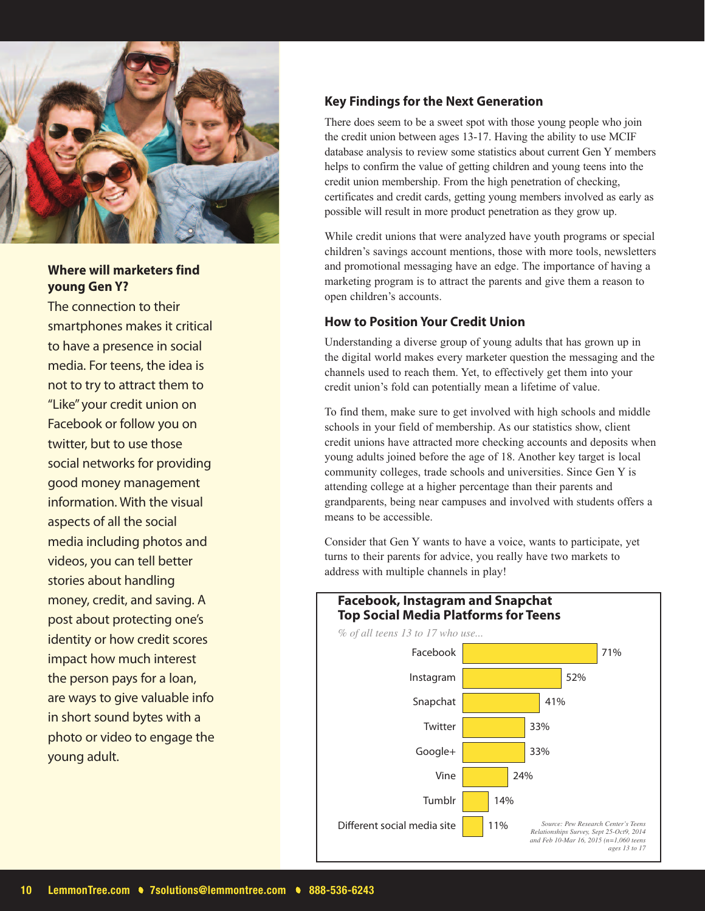## Where will marketers find young Gen Y?

The connection to their smartphones makes it critical to have a presence in social media. For teens, the idea is not to try to attract them to "Like" your credit union on Facebook or follow you on twitter, but to use those social networks for providing good money management information. With the visual aspects of all the social media including photos and videos, you can tell better stories about handling money, credit, and saving. A post about protecting one's identity or how credit scores impact how much interest the person pays for a loan, are ways to give valuable info in short sound bytes with a photo or video to engage the young adult.

## Key Findings for the Next Generation

There does seem to be a sweet spot with those young people who join the credit union between ages 13-17. Having the ability to use MCIF database analysis to review some statistics about current Gen Y members helps to confirm the value of getting children and young teens into the credit union membership. From the high penetration of checking, certificates and credit cards, getting young members involved as early as possible will result in more product penetration as they grow up.

While credit unions that were analyzed have youth programs or special children's savings account mentions, those with more tools, newsletters and promotional messaging have an edge. The importance of having a marketing program is to attract the parents and give them a reason to open children's accounts.

## How to Position Your Credit Union

Understanding a diverse group of young adults that has grown up in the digital world makes every marketer question the messaging and the channels used to reach them. Yet, to effectively get them into your credit union's fold can potentially mean a lifetime of value.

To find them, make sure to get involved with high schools and middle schools in your field of membership. As our statistics show, client credit unions have attracted more checking accounts and deposits when young adults joined before the age of 18. Another key target is local community colleges, trade schools and universities. Since Gen Y is attending college at a higher percentage than their parents and grandparents, being near campuses and involved with students offers a means to be accessible.

Consider that Gen Y wants to have a voice, wants to participate, yet turns to their parents for advice, you really have two markets to address with multiple channels in play!

### Facebook, Instagram and Snapchat Top Social Media Platforms for Teens

*% of all teens 13 to 17 who use...*

| Platform | % |
|---|---|
| Facebook | 71% |
| Instagram | 52% |
| Snapchat | 41% |
| Twitter | 33% |
| Google+ | 33% |
| Vine | 24% |
| Tumblr | 14% |
| Different social media site | 11% |

*Source: Pew Research Center's Teens Relationships Survey, Sept 25-Oct9, 2014 and Feb 10-Mar 16, 2015 (n=1,060 teens ages 13 to 17*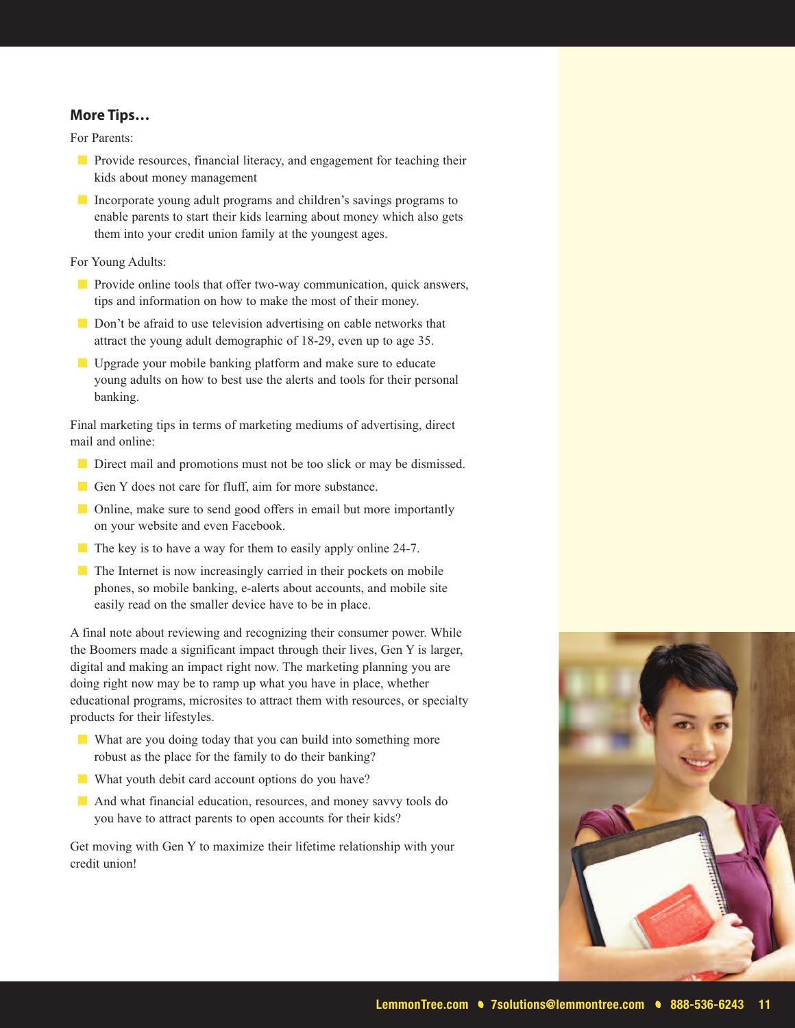## More Tips…

For Parents:

- Provide resources, financial literacy, and engagement for teaching their kids about money management
- Incorporate young adult programs and children's savings programs to enable parents to start their kids learning about money which also gets them into your credit union family at the youngest ages.

For Young Adults:

- Provide online tools that offer two-way communication, quick answers, tips and information on how to make the most of their money.
- Don't be afraid to use television advertising on cable networks that attract the young adult demographic of 18-29, even up to age 35.
- Upgrade your mobile banking platform and make sure to educate young adults on how to best use the alerts and tools for their personal banking.

Final marketing tips in terms of marketing mediums of advertising, direct mail and online:

- Direct mail and promotions must not be too slick or may be dismissed.
- Gen Y does not care for fluff, aim for more substance.
- Online, make sure to send good offers in email but more importantly on your website and even Facebook.
- The key is to have a way for them to easily apply online 24-7.
- The Internet is now increasingly carried in their pockets on mobile phones, so mobile banking, e-alerts about accounts, and mobile site easily read on the smaller device have to be in place.

A final note about reviewing and recognizing their consumer power. While the Boomers made a significant impact through their lives, Gen Y is larger, digital and making an impact right now. The marketing planning you are doing right now may be to ramp up what you have in place, whether educational programs, microsites to attract them with resources, or specialty products for their lifestyles.

- What are you doing today that you can build into something more robust as the place for the family to do their banking?
- What youth debit card account options do you have?
- And what financial education, resources, and money savvy tools do you have to attract parents to open accounts for their kids?

Get moving with Gen Y to maximize their lifetime relationship with your credit union!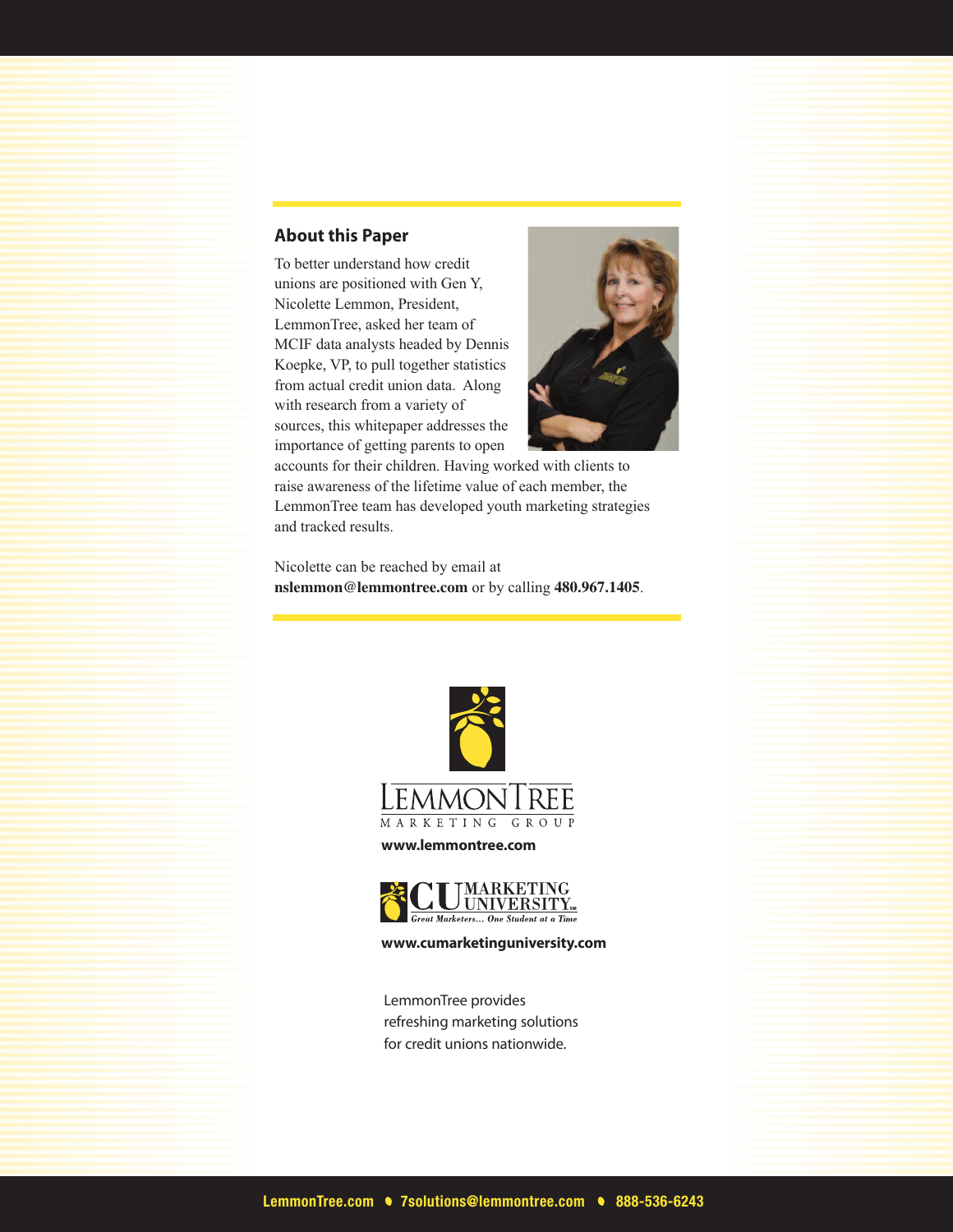## About this Paper

To better understand how credit unions are positioned with Gen Y, Nicolette Lemmon, President, LemmonTree, asked her team of MCIF data analysts headed by Dennis Koepke, VP, to pull together statistics from actual credit union data. Along with research from a variety of sources, this whitepaper addresses the importance of getting parents to open accounts for their children. Having worked with clients to raise awareness of the lifetime value of each member, the LemmonTree team has developed youth marketing strategies and tracked results.

Nicolette can be reached by email at **nslemmon@lemmontree.com** or by calling **480.967.1405**.

LEMMONTREE
MARKETING GROUP

**www.lemmontree.com**

CU MARKETING UNIVERSITY
*Great Marketers... One Student at a Time*

**www.cumarketinguniversity.com**

LemmonTree provides refreshing marketing solutions for credit unions nationwide.

**LemmonTree.com • 7solutions@lemmontree.com • 888-536-6243**